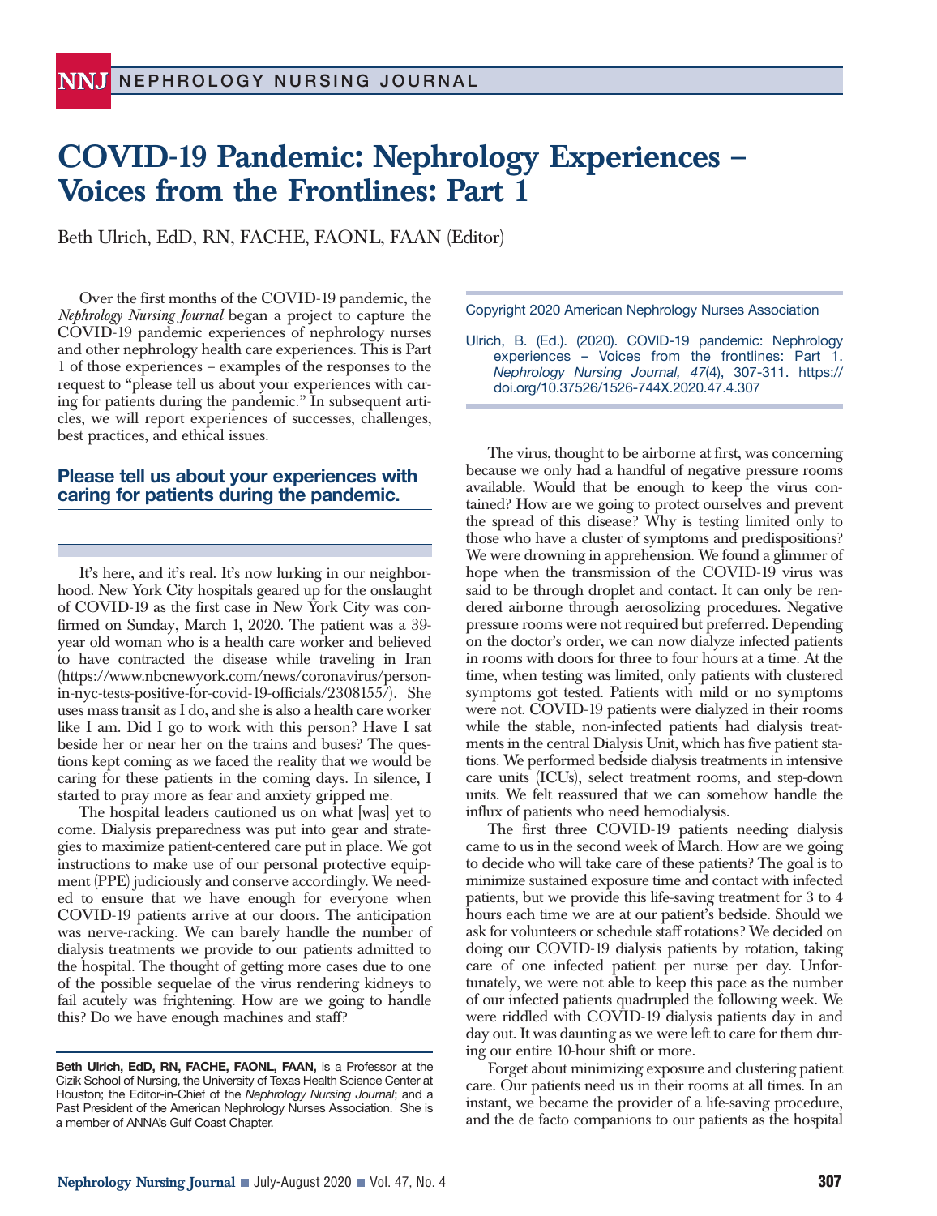# COVID-19 Pandemic: Nephrology Experiences – Voices from the Frontlines: Part 1

Beth Ulrich, EdD, RN, FACHE, FAONL, FAAN (Editor)

Over the first months of the COVID-19 pandemic, the *Nephrology Nursing Journal* began a project to capture the COVID-19 pandemic experiences of nephrology nurses and other nephrology health care experiences. This is Part 1 of those experiences – examples of the responses to the request to "please tell us about your experiences with caring for patients during the pandemic." In subsequent articles, we will report experiences of successes, challenges, best practices, and ethical issues.

Copyright 2020 American Nephrology Nurses Association

Ulrich, B. (Ed.). (2020). COVID-19 pandemic: Nephrology experiences – Voices from the frontlines: Part 1. *Nephrology Nursing Journal, 47*(4), 307-311. https://doi.org/10.37526/1526-744X.2020.47.4.307

## Please tell us about your experiences with caring for patients during the pandemic.

It's here, and it's real. It's now lurking in our neighborhood. New York City hospitals geared up for the onslaught of COVID-19 as the first case in New York City was confirmed on Sunday, March 1, 2020. The patient was a 39-year old woman who is a health care worker and believed to have contracted the disease while traveling in Iran (https://www.nbcnewyork.com/news/coronavirus/person-in-nyc-tests-positive-for-covid-19-officials/2308155/). She uses mass transit as I do, and she is also a health care worker like I am. Did I go to work with this person? Have I sat beside her or near her on the trains and buses? The questions kept coming as we faced the reality that we would be caring for these patients in the coming days. In silence, I started to pray more as fear and anxiety gripped me.

The hospital leaders cautioned us on what [was] yet to come. Dialysis preparedness was put into gear and strategies to maximize patient-centered care put in place. We got instructions to make use of our personal protective equipment (PPE) judiciously and conserve accordingly. We needed to ensure that we have enough for everyone when COVID-19 patients arrive at our doors. The anticipation was nerve-racking. We can barely handle the number of dialysis treatments we provide to our patients admitted to the hospital. The thought of getting more cases due to one of the possible sequelae of the virus rendering kidneys to fail acutely was frightening. How are we going to handle this? Do we have enough machines and staff?

The virus, thought to be airborne at first, was concerning because we only had a handful of negative pressure rooms available. Would that be enough to keep the virus contained? How are we going to protect ourselves and prevent the spread of this disease? Why is testing limited only to those who have a cluster of symptoms and predispositions? We were drowning in apprehension. We found a glimmer of hope when the transmission of the COVID-19 virus was said to be through droplet and contact. It can only be rendered airborne through aerosolizing procedures. Negative pressure rooms were not required but preferred. Depending on the doctor's order, we can now dialyze infected patients in rooms with doors for three to four hours at a time. At the time, when testing was limited, only patients with clustered symptoms got tested. Patients with mild or no symptoms were not. COVID-19 patients were dialyzed in their rooms while the stable, non-infected patients had dialysis treatments in the central Dialysis Unit, which has five patient stations. We performed bedside dialysis treatments in intensive care units (ICUs), select treatment rooms, and step-down units. We felt reassured that we can somehow handle the influx of patients who need hemodialysis.

The first three COVID-19 patients needing dialysis came to us in the second week of March. How are we going to decide who will take care of these patients? The goal is to minimize sustained exposure time and contact with infected patients, but we provide this life-saving treatment for 3 to 4 hours each time we are at our patient's bedside. Should we ask for volunteers or schedule staff rotations? We decided on doing our COVID-19 dialysis patients by rotation, taking care of one infected patient per nurse per day. Unfortunately, we were not able to keep this pace as the number of our infected patients quadrupled the following week. We were riddled with COVID-19 dialysis patients day in and day out. It was daunting as we were left to care for them during our entire 10-hour shift or more.

Forget about minimizing exposure and clustering patient care. Our patients need us in their rooms at all times. In an instant, we became the provider of a life-saving procedure, and the de facto companions to our patients as the hospital

**Beth Ulrich, EdD, RN, FACHE, FAONL, FAAN,** is a Professor at the Cizik School of Nursing, the University of Texas Health Science Center at Houston; the Editor-in-Chief of the *Nephrology Nursing Journal*; and a Past President of the American Nephrology Nurses Association. She is a member of ANNA's Gulf Coast Chapter.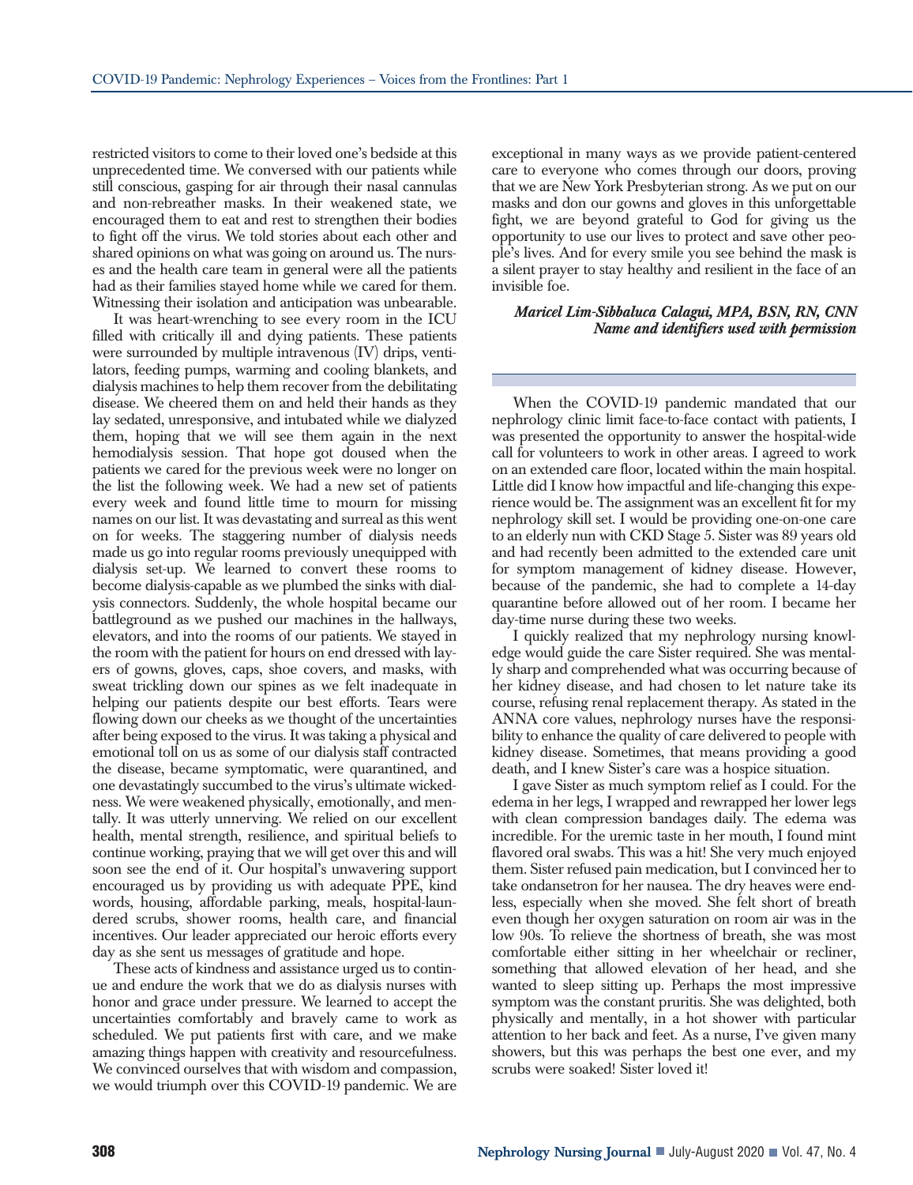restricted visitors to come to their loved one's bedside at this unprecedented time. We conversed with our patients while still conscious, gasping for air through their nasal cannulas and non-rebreather masks. In their weakened state, we encouraged them to eat and rest to strengthen their bodies to fight off the virus. We told stories about each other and shared opinions on what was going on around us. The nurses and the health care team in general were all the patients had as their families stayed home while we cared for them. Witnessing their isolation and anticipation was unbearable.

It was heart-wrenching to see every room in the ICU filled with critically ill and dying patients. These patients were surrounded by multiple intravenous (IV) drips, ventilators, feeding pumps, warming and cooling blankets, and dialysis machines to help them recover from the debilitating disease. We cheered them on and held their hands as they lay sedated, unresponsive, and intubated while we dialyzed them, hoping that we will see them again in the next hemodialysis session. That hope got doused when the patients we cared for the previous week were no longer on the list the following week. We had a new set of patients every week and found little time to mourn for missing names on our list. It was devastating and surreal as this went on for weeks. The staggering number of dialysis needs made us go into regular rooms previously unequipped with dialysis set-up. We learned to convert these rooms to become dialysis-capable as we plumbed the sinks with dialysis connectors. Suddenly, the whole hospital became our battleground as we pushed our machines in the hallways, elevators, and into the rooms of our patients. We stayed in the room with the patient for hours on end dressed with layers of gowns, gloves, caps, shoe covers, and masks, with sweat trickling down our spines as we felt inadequate in helping our patients despite our best efforts. Tears were flowing down our cheeks as we thought of the uncertainties after being exposed to the virus. It was taking a physical and emotional toll on us as some of our dialysis staff contracted the disease, became symptomatic, were quarantined, and one devastatingly succumbed to the virus's ultimate wickedness. We were weakened physically, emotionally, and mentally. It was utterly unnerving. We relied on our excellent health, mental strength, resilience, and spiritual beliefs to continue working, praying that we will get over this and will soon see the end of it. Our hospital's unwavering support encouraged us by providing us with adequate PPE, kind words, housing, affordable parking, meals, hospital-laundered scrubs, shower rooms, health care, and financial incentives. Our leader appreciated our heroic efforts every day as she sent us messages of gratitude and hope.

These acts of kindness and assistance urged us to continue and endure the work that we do as dialysis nurses with honor and grace under pressure. We learned to accept the uncertainties comfortably and bravely came to work as scheduled. We put patients first with care, and we make amazing things happen with creativity and resourcefulness. We convinced ourselves that with wisdom and compassion, we would triumph over this COVID-19 pandemic. We are exceptional in many ways as we provide patient-centered care to everyone who comes through our doors, proving that we are New York Presbyterian strong. As we put on our masks and don our gowns and gloves in this unforgettable fight, we are beyond grateful to God for giving us the opportunity to use our lives to protect and save other people's lives. And for every smile you see behind the mask is a silent prayer to stay healthy and resilient in the face of an invisible foe.

***Maricel Lim-Sibbaluca Calagui, MPA, BSN, RN, CNN***
***Name and identifiers used with permission***

---

When the COVID-19 pandemic mandated that our nephrology clinic limit face-to-face contact with patients, I was presented the opportunity to answer the hospital-wide call for volunteers to work in other areas. I agreed to work on an extended care floor, located within the main hospital. Little did I know how impactful and life-changing this experience would be. The assignment was an excellent fit for my nephrology skill set. I would be providing one-on-one care to an elderly nun with CKD Stage 5. Sister was 89 years old and had recently been admitted to the extended care unit for symptom management of kidney disease. However, because of the pandemic, she had to complete a 14-day quarantine before allowed out of her room. I became her day-time nurse during these two weeks.

I quickly realized that my nephrology nursing knowledge would guide the care Sister required. She was mentally sharp and comprehended what was occurring because of her kidney disease, and had chosen to let nature take its course, refusing renal replacement therapy. As stated in the ANNA core values, nephrology nurses have the responsibility to enhance the quality of care delivered to people with kidney disease. Sometimes, that means providing a good death, and I knew Sister's care was a hospice situation.

I gave Sister as much symptom relief as I could. For the edema in her legs, I wrapped and rewrapped her lower legs with clean compression bandages daily. The edema was incredible. For the uremic taste in her mouth, I found mint flavored oral swabs. This was a hit! She very much enjoyed them. Sister refused pain medication, but I convinced her to take ondansetron for her nausea. The dry heaves were endless, especially when she moved. She felt short of breath even though her oxygen saturation on room air was in the low 90s. To relieve the shortness of breath, she was most comfortable either sitting in her wheelchair or recliner, something that allowed elevation of her head, and she wanted to sleep sitting up. Perhaps the most impressive symptom was the constant pruritis. She was delighted, both physically and mentally, in a hot shower with particular attention to her back and feet. As a nurse, I've given many showers, but this was perhaps the best one ever, and my scrubs were soaked! Sister loved it!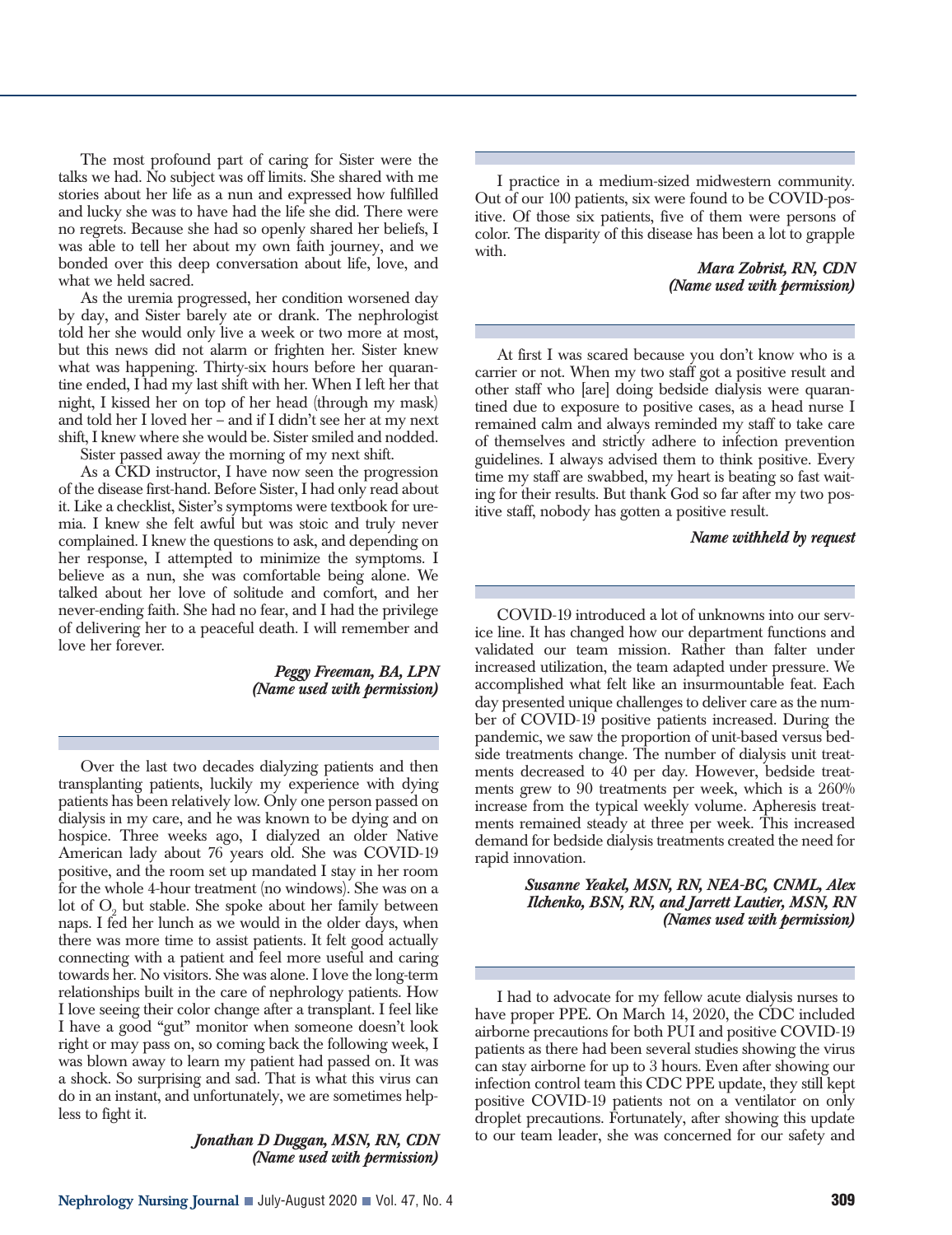The most profound part of caring for Sister were the talks we had. No subject was off limits. She shared with me stories about her life as a nun and expressed how fulfilled and lucky she was to have had the life she did. There were no regrets. Because she had so openly shared her beliefs, I was able to tell her about my own faith journey, and we bonded over this deep conversation about life, love, and what we held sacred.

As the uremia progressed, her condition worsened day by day, and Sister barely ate or drank. The nephrologist told her she would only live a week or two more at most, but this news did not alarm or frighten her. Sister knew what was happening. Thirty-six hours before her quarantine ended, I had my last shift with her. When I left her that night, I kissed her on top of her head (through my mask) and told her I loved her – and if I didn't see her at my next shift, I knew where she would be. Sister smiled and nodded.

Sister passed away the morning of my next shift.

As a CKD instructor, I have now seen the progression of the disease first-hand. Before Sister, I had only read about it. Like a checklist, Sister's symptoms were textbook for uremia. I knew she felt awful but was stoic and truly never complained. I knew the questions to ask, and depending on her response, I attempted to minimize the symptoms. I believe as a nun, she was comfortable being alone. We talked about her love of solitude and comfort, and her never-ending faith. She had no fear, and I had the privilege of delivering her to a peaceful death. I will remember and love her forever.

***Peggy Freeman, BA, LPN***
***(Name used with permission)***

---

Over the last two decades dialyzing patients and then transplanting patients, luckily my experience with dying patients has been relatively low. Only one person passed on dialysis in my care, and he was known to be dying and on hospice. Three weeks ago, I dialyzed an older Native American lady about 76 years old. She was COVID-19 positive, and the room set up mandated I stay in her room for the whole 4-hour treatment (no windows). She was on a lot of $O_2$ but stable. She spoke about her family between naps. I fed her lunch as we would in the older days, when there was more time to assist patients. It felt good actually connecting with a patient and feel more useful and caring towards her. No visitors. She was alone. I love the long-term relationships built in the care of nephrology patients. How I love seeing their color change after a transplant. I feel like I have a good "gut" monitor when someone doesn't look right or may pass on, so coming back the following week, I was blown away to learn my patient had passed on. It was a shock. So surprising and sad. That is what this virus can do in an instant, and unfortunately, we are sometimes helpless to fight it.

***Jonathan D Duggan, MSN, RN, CDN***
***(Name used with permission)***

---

I practice in a medium-sized midwestern community. Out of our 100 patients, six were found to be COVID-positive. Of those six patients, five of them were persons of color. The disparity of this disease has been a lot to grapple with.

***Mara Zobrist, RN, CDN***
***(Name used with permission)***

---

At first I was scared because you don't know who is a carrier or not. When my two staff got a positive result and other staff who [are] doing bedside dialysis were quarantined due to exposure to positive cases, as a head nurse I remained calm and always reminded my staff to take care of themselves and strictly adhere to infection prevention guidelines. I always advised them to think positive. Every time my staff are swabbed, my heart is beating so fast waiting for their results. But thank God so far after my two positive staff, nobody has gotten a positive result.

***Name withheld by request***

---

COVID-19 introduced a lot of unknowns into our service line. It has changed how our department functions and validated our team mission. Rather than falter under increased utilization, the team adapted under pressure. We accomplished what felt like an insurmountable feat. Each day presented unique challenges to deliver care as the number of COVID-19 positive patients increased. During the pandemic, we saw the proportion of unit-based versus bedside treatments change. The number of dialysis unit treatments decreased to 40 per day. However, bedside treatments grew to 90 treatments per week, which is a 260% increase from the typical weekly volume. Apheresis treatments remained steady at three per week. This increased demand for bedside dialysis treatments created the need for rapid innovation.

***Susanne Yeakel, MSN, RN, NEA-BC, CNML, Alex Ilchenko, BSN, RN, and Jarrett Lautier, MSN, RN***
***(Names used with permission)***

---

I had to advocate for my fellow acute dialysis nurses to have proper PPE. On March 14, 2020, the CDC included airborne precautions for both PUI and positive COVID-19 patients as there had been several studies showing the virus can stay airborne for up to 3 hours. Even after showing our infection control team this CDC PPE update, they still kept positive COVID-19 patients not on a ventilator on only droplet precautions. Fortunately, after showing this update to our team leader, she was concerned for our safety and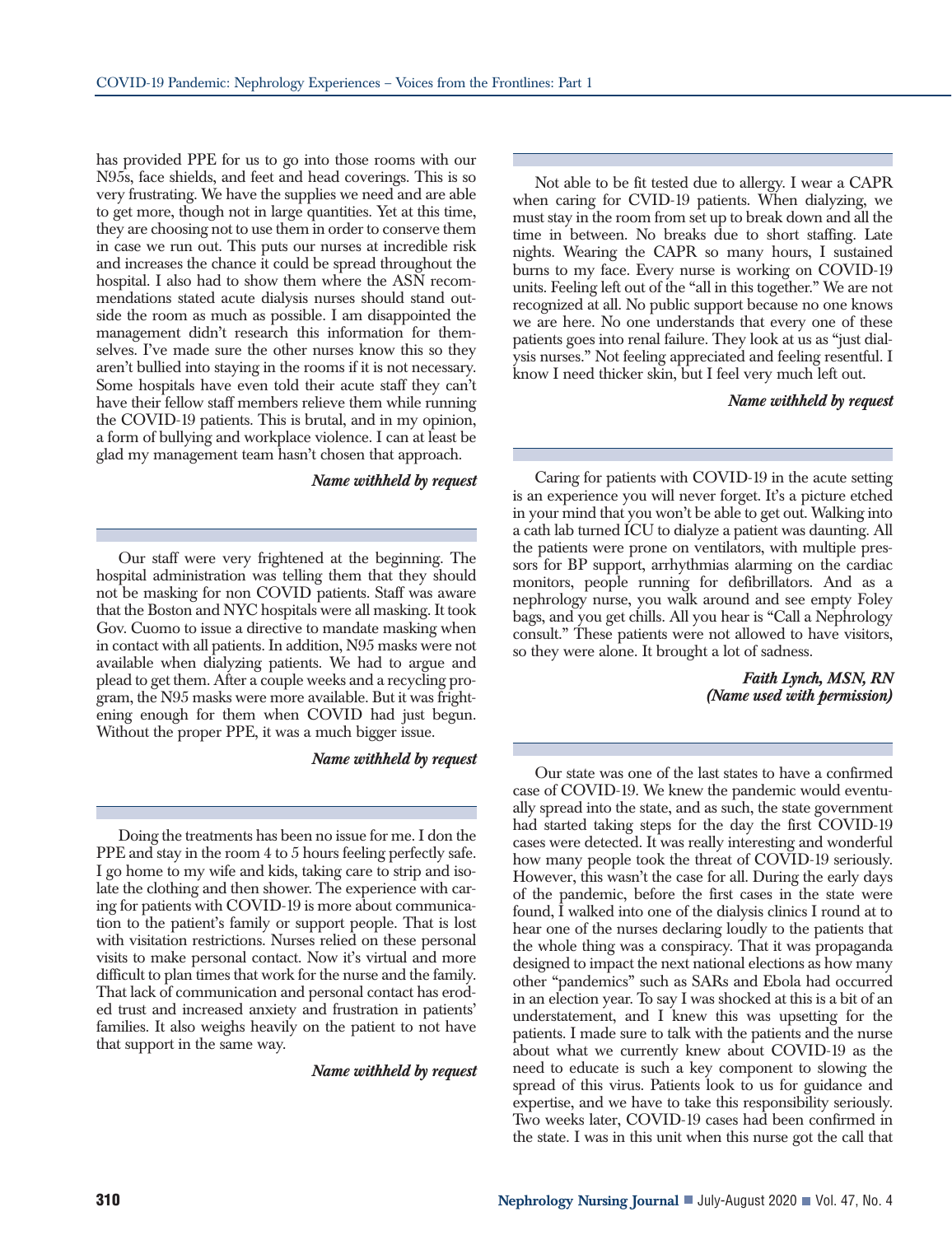has provided PPE for us to go into those rooms with our N95s, face shields, and feet and head coverings. This is so very frustrating. We have the supplies we need and are able to get more, though not in large quantities. Yet at this time, they are choosing not to use them in order to conserve them in case we run out. This puts our nurses at incredible risk and increases the chance it could be spread throughout the hospital. I also had to show them where the ASN recommendations stated acute dialysis nurses should stand outside the room as much as possible. I am disappointed the management didn't research this information for themselves. I've made sure the other nurses know this so they aren't bullied into staying in the rooms if it is not necessary. Some hospitals have even told their acute staff they can't have their fellow staff members relieve them while running the COVID-19 patients. This is brutal, and in my opinion, a form of bullying and workplace violence. I can at least be glad my management team hasn't chosen that approach.

***Name withheld by request***

---

Our staff were very frightened at the beginning. The hospital administration was telling them that they should not be masking for non COVID patients. Staff was aware that the Boston and NYC hospitals were all masking. It took Gov. Cuomo to issue a directive to mandate masking when in contact with all patients. In addition, N95 masks were not available when dialyzing patients. We had to argue and plead to get them. After a couple weeks and a recycling program, the N95 masks were more available. But it was frightening enough for them when COVID had just begun. Without the proper PPE, it was a much bigger issue.

***Name withheld by request***

---

Doing the treatments has been no issue for me. I don the PPE and stay in the room 4 to 5 hours feeling perfectly safe. I go home to my wife and kids, taking care to strip and isolate the clothing and then shower. The experience with caring for patients with COVID-19 is more about communication to the patient's family or support people. That is lost with visitation restrictions. Nurses relied on these personal visits to make personal contact. Now it's virtual and more difficult to plan times that work for the nurse and the family. That lack of communication and personal contact has eroded trust and increased anxiety and frustration in patients' families. It also weighs heavily on the patient to not have that support in the same way.

***Name withheld by request***

---

Not able to be fit tested due to allergy. I wear a CAPR when caring for CVID-19 patients. When dialyzing, we must stay in the room from set up to break down and all the time in between. No breaks due to short staffing. Late nights. Wearing the CAPR so many hours, I sustained burns to my face. Every nurse is working on COVID-19 units. Feeling left out of the "all in this together." We are not recognized at all. No public support because no one knows we are here. No one understands that every one of these patients goes into renal failure. They look at us as "just dialysis nurses." Not feeling appreciated and feeling resentful. I know I need thicker skin, but I feel very much left out.

***Name withheld by request***

---

Caring for patients with COVID-19 in the acute setting is an experience you will never forget. It's a picture etched in your mind that you won't be able to get out. Walking into a cath lab turned ICU to dialyze a patient was daunting. All the patients were prone on ventilators, with multiple pressors for BP support, arrhythmias alarming on the cardiac monitors, people running for defibrillators. And as a nephrology nurse, you walk around and see empty Foley bags, and you get chills. All you hear is "Call a Nephrology consult." These patients were not allowed to have visitors, so they were alone. It brought a lot of sadness.

***Faith Lynch, MSN, RN***
***(Name used with permission)***

---

Our state was one of the last states to have a confirmed case of COVID-19. We knew the pandemic would eventually spread into the state, and as such, the state government had started taking steps for the day the first COVID-19 cases were detected. It was really interesting and wonderful how many people took the threat of COVID-19 seriously. However, this wasn't the case for all. During the early days of the pandemic, before the first cases in the state were found, I walked into one of the dialysis clinics I round at to hear one of the nurses declaring loudly to the patients that the whole thing was a conspiracy. That it was propaganda designed to impact the next national elections as how many other "pandemics" such as SARs and Ebola had occurred in an election year. To say I was shocked at this is a bit of an understatement, and I knew this was upsetting for the patients. I made sure to talk with the patients and the nurse about what we currently knew about COVID-19 as the need to educate is such a key component to slowing the spread of this virus. Patients look to us for guidance and expertise, and we have to take this responsibility seriously. Two weeks later, COVID-19 cases had been confirmed in the state. I was in this unit when this nurse got the call that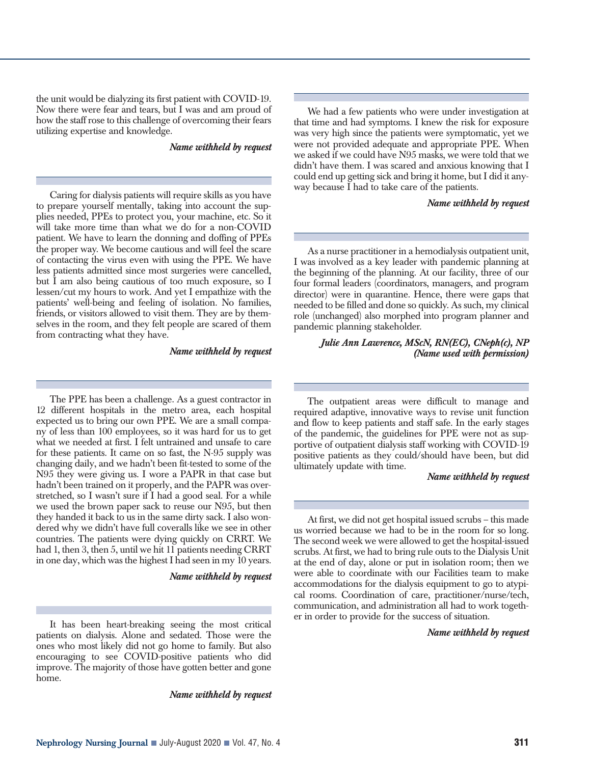the unit would be dialyzing its first patient with COVID-19. Now there were fear and tears, but I was and am proud of how the staff rose to this challenge of overcoming their fears utilizing expertise and knowledge.

***Name withheld by request***

---

Caring for dialysis patients will require skills as you have to prepare yourself mentally, taking into account the supplies needed, PPEs to protect you, your machine, etc. So it will take more time than what we do for a non-COVID patient. We have to learn the donning and doffing of PPEs the proper way. We become cautious and will feel the scare of contacting the virus even with using the PPE. We have less patients admitted since most surgeries were cancelled, but I am also being cautious of too much exposure, so I lessen/cut my hours to work. And yet I empathize with the patients' well-being and feeling of isolation. No families, friends, or visitors allowed to visit them. They are by themselves in the room, and they felt people are scared of them from contracting what they have.

***Name withheld by request***

---

The PPE has been a challenge. As a guest contractor in 12 different hospitals in the metro area, each hospital expected us to bring our own PPE. We are a small company of less than 100 employees, so it was hard for us to get what we needed at first. I felt untrained and unsafe to care for these patients. It came on so fast, the N-95 supply was changing daily, and we hadn't been fit-tested to some of the N95 they were giving us. I wore a PAPR in that case but hadn't been trained on it properly, and the PAPR was overstretched, so I wasn't sure if I had a good seal. For a while we used the brown paper sack to reuse our N95, but then they handed it back to us in the same dirty sack. I also wondered why we didn't have full coveralls like we see in other countries. The patients were dying quickly on CRRT. We had 1, then 3, then 5, until we hit 11 patients needing CRRT in one day, which was the highest I had seen in my 10 years.

***Name withheld by request***

---

It has been heart-breaking seeing the most critical patients on dialysis. Alone and sedated. Those were the ones who most likely did not go home to family. But also encouraging to see COVID-positive patients who did improve. The majority of those have gotten better and gone home.

***Name withheld by request***

---

We had a few patients who were under investigation at that time and had symptoms. I knew the risk for exposure was very high since the patients were symptomatic, yet we were not provided adequate and appropriate PPE. When we asked if we could have N95 masks, we were told that we didn't have them. I was scared and anxious knowing that I could end up getting sick and bring it home, but I did it anyway because I had to take care of the patients.

***Name withheld by request***

---

As a nurse practitioner in a hemodialysis outpatient unit, I was involved as a key leader with pandemic planning at the beginning of the planning. At our facility, three of our four formal leaders (coordinators, managers, and program director) were in quarantine. Hence, there were gaps that needed to be filled and done so quickly. As such, my clinical role (unchanged) also morphed into program planner and pandemic planning stakeholder.

***Julie Ann Lawrence, MScN, RN(EC), CNeph(c), NP***
***(Name used with permission)***

---

The outpatient areas were difficult to manage and required adaptive, innovative ways to revise unit function and flow to keep patients and staff safe. In the early stages of the pandemic, the guidelines for PPE were not as supportive of outpatient dialysis staff working with COVID-19 positive patients as they could/should have been, but did ultimately update with time.

***Name withheld by request***

---

At first, we did not get hospital issued scrubs – this made us worried because we had to be in the room for so long. The second week we were allowed to get the hospital-issued scrubs. At first, we had to bring rule outs to the Dialysis Unit at the end of day, alone or put in isolation room; then we were able to coordinate with our Facilities team to make accommodations for the dialysis equipment to go to atypical rooms. Coordination of care, practitioner/nurse/tech, communication, and administration all had to work together in order to provide for the success of situation.

***Name withheld by request***